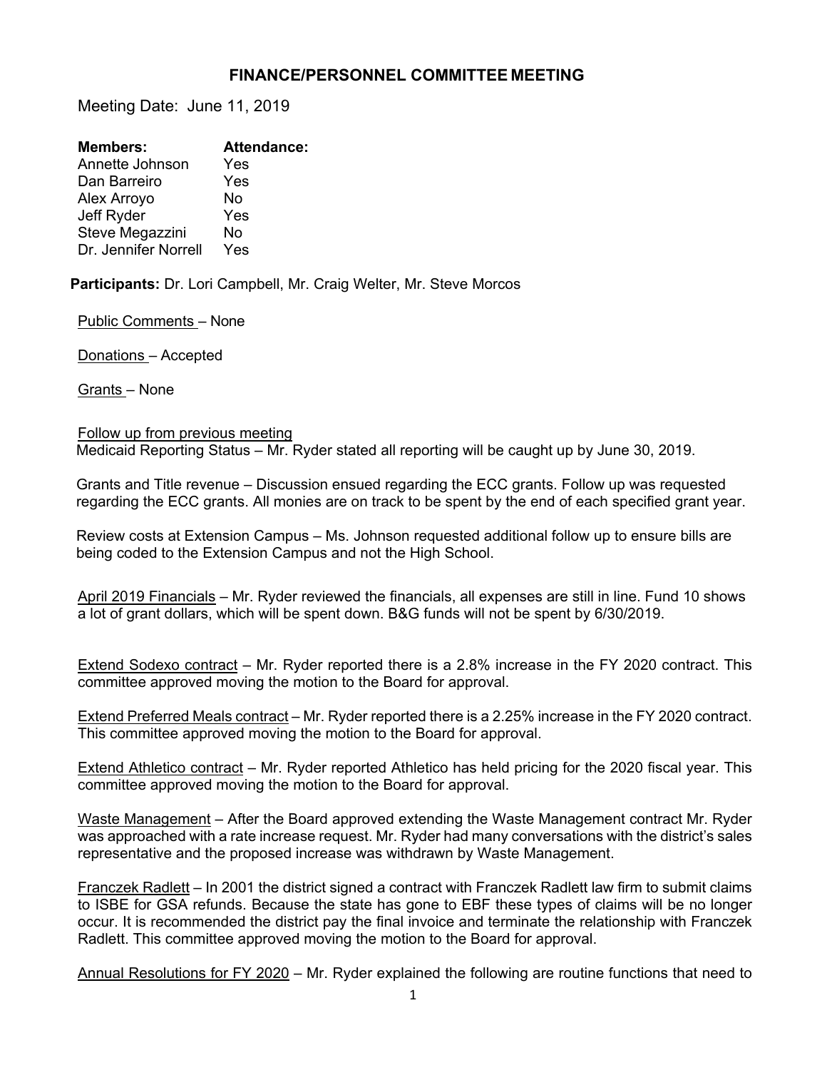# FINANCE/PERSONNEL COMMITTEE MEETING

Meeting Date: June 11, 2019

| **Members:** | **Attendance:** |
|---|---|
| Annette Johnson | Yes |
| Dan Barreiro | Yes |
| Alex Arroyo | No |
| Jeff Ryder | Yes |
| Steve Megazzini | No |
| Dr. Jennifer Norrell | Yes |

**Participants:** Dr. Lori Campbell, Mr. Craig Welter, Mr. Steve Morcos

Public Comments – None

Donations – Accepted

Grants – None

Follow up from previous meeting
Medicaid Reporting Status – Mr. Ryder stated all reporting will be caught up by June 30, 2019.

Grants and Title revenue – Discussion ensued regarding the ECC grants. Follow up was requested regarding the ECC grants. All monies are on track to be spent by the end of each specified grant year.

Review costs at Extension Campus – Ms. Johnson requested additional follow up to ensure bills are being coded to the Extension Campus and not the High School.

April 2019 Financials – Mr. Ryder reviewed the financials, all expenses are still in line. Fund 10 shows a lot of grant dollars, which will be spent down. B&G funds will not be spent by 6/30/2019.

Extend Sodexo contract – Mr. Ryder reported there is a 2.8% increase in the FY 2020 contract. This committee approved moving the motion to the Board for approval.

Extend Preferred Meals contract – Mr. Ryder reported there is a 2.25% increase in the FY 2020 contract. This committee approved moving the motion to the Board for approval.

Extend Athletico contract – Mr. Ryder reported Athletico has held pricing for the 2020 fiscal year. This committee approved moving the motion to the Board for approval.

Waste Management – After the Board approved extending the Waste Management contract Mr. Ryder was approached with a rate increase request. Mr. Ryder had many conversations with the district's sales representative and the proposed increase was withdrawn by Waste Management.

Franczek Radlett – In 2001 the district signed a contract with Franczek Radlett law firm to submit claims to ISBE for GSA refunds. Because the state has gone to EBF these types of claims will be no longer occur. It is recommended the district pay the final invoice and terminate the relationship with Franczek Radlett. This committee approved moving the motion to the Board for approval.

Annual Resolutions for FY 2020 – Mr. Ryder explained the following are routine functions that need to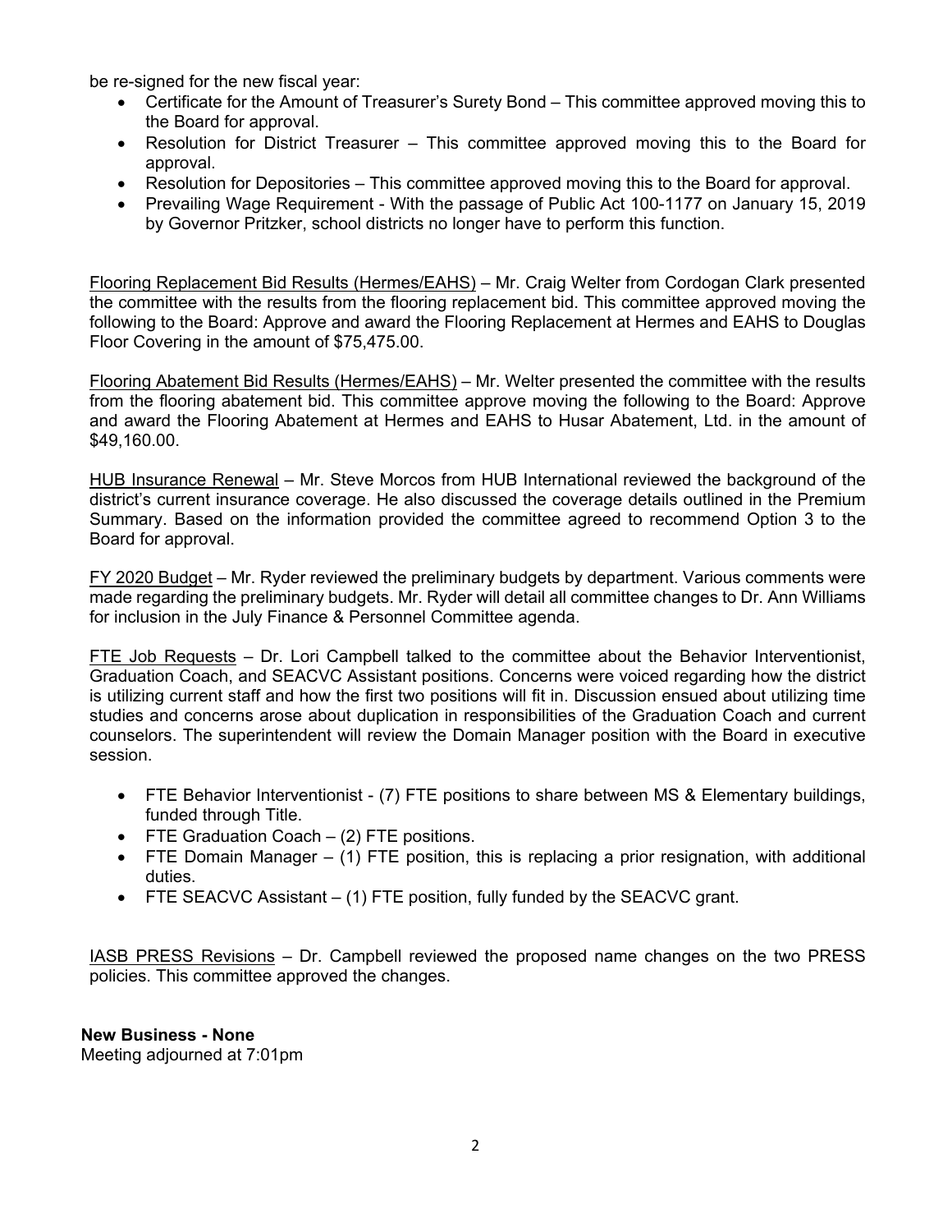be re-signed for the new fiscal year:

- Certificate for the Amount of Treasurer's Surety Bond – This committee approved moving this to the Board for approval.
- Resolution for District Treasurer – This committee approved moving this to the Board for approval.
- Resolution for Depositories – This committee approved moving this to the Board for approval.
- Prevailing Wage Requirement - With the passage of Public Act 100-1177 on January 15, 2019 by Governor Pritzker, school districts no longer have to perform this function.

<u>Flooring Replacement Bid Results (Hermes/EAHS)</u> – Mr. Craig Welter from Cordogan Clark presented the committee with the results from the flooring replacement bid. This committee approved moving the following to the Board: Approve and award the Flooring Replacement at Hermes and EAHS to Douglas Floor Covering in the amount of $75,475.00.

<u>Flooring Abatement Bid Results (Hermes/EAHS)</u> – Mr. Welter presented the committee with the results from the flooring abatement bid. This committee approve moving the following to the Board: Approve and award the Flooring Abatement at Hermes and EAHS to Husar Abatement, Ltd. in the amount of $49,160.00.

<u>HUB Insurance Renewal</u> – Mr. Steve Morcos from HUB International reviewed the background of the district's current insurance coverage. He also discussed the coverage details outlined in the Premium Summary. Based on the information provided the committee agreed to recommend Option 3 to the Board for approval.

<u>FY 2020 Budget</u> – Mr. Ryder reviewed the preliminary budgets by department. Various comments were made regarding the preliminary budgets. Mr. Ryder will detail all committee changes to Dr. Ann Williams for inclusion in the July Finance & Personnel Committee agenda.

<u>FTE Job Requests</u> – Dr. Lori Campbell talked to the committee about the Behavior Interventionist, Graduation Coach, and SEACVC Assistant positions. Concerns were voiced regarding how the district is utilizing current staff and how the first two positions will fit in. Discussion ensued about utilizing time studies and concerns arose about duplication in responsibilities of the Graduation Coach and current counselors. The superintendent will review the Domain Manager position with the Board in executive session.

- FTE Behavior Interventionist - (7) FTE positions to share between MS & Elementary buildings, funded through Title.
- FTE Graduation Coach – (2) FTE positions.
- FTE Domain Manager – (1) FTE position, this is replacing a prior resignation, with additional duties.
- FTE SEACVC Assistant – (1) FTE position, fully funded by the SEACVC grant.

<u>IASB PRESS Revisions</u> – Dr. Campbell reviewed the proposed name changes on the two PRESS policies. This committee approved the changes.

**New Business - None**

Meeting adjourned at 7:01pm